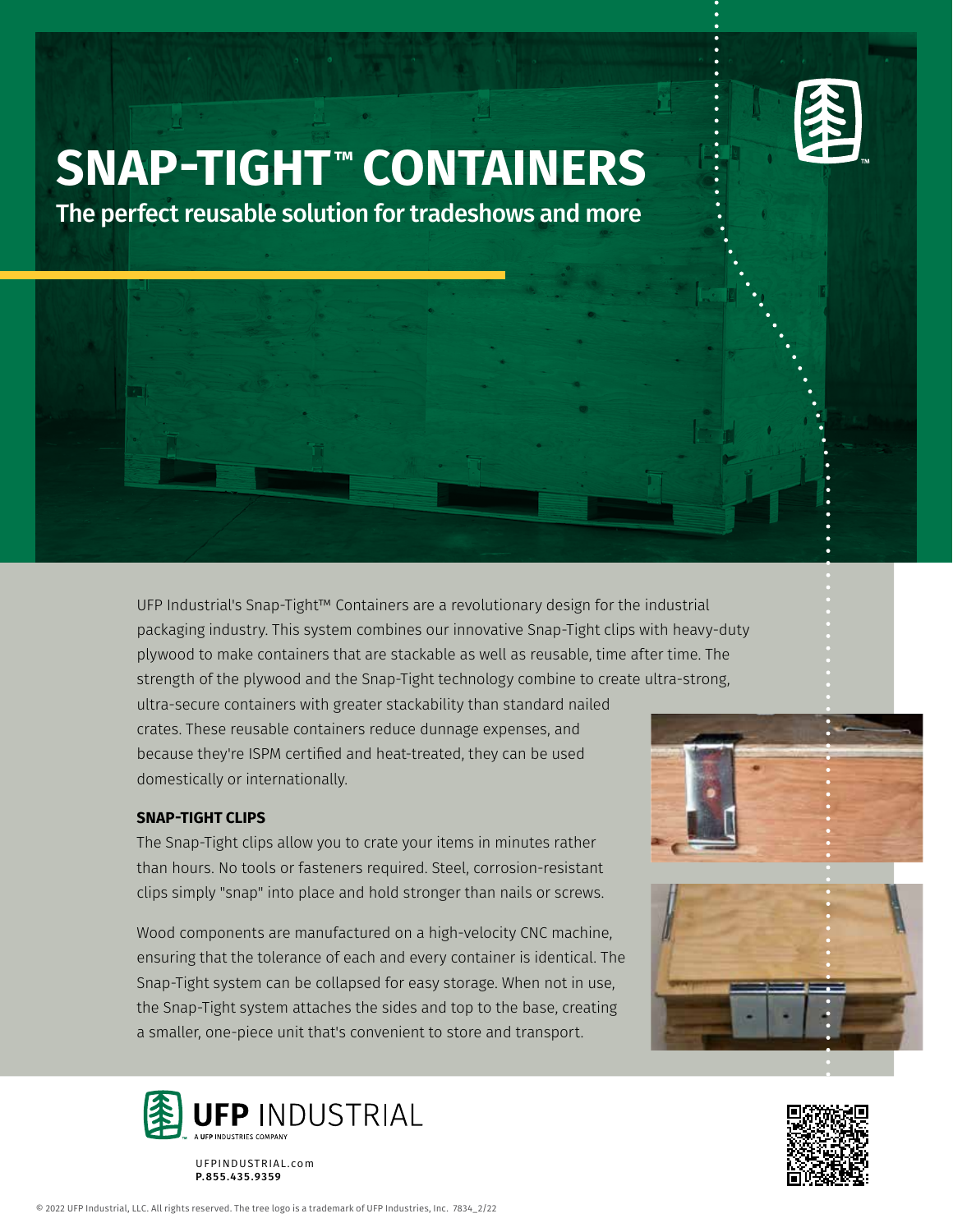# SNAP-TIGHT™ CONTAINERS

## The perfect reusable solution for tradeshows and more

UFP Industrial's Snap-Tight™ Containers are a revolutionary design for the industrial packaging industry. This system combines our innovative Snap-Tight clips with heavy-duty plywood to make containers that are stackable as well as reusable, time after time. The strength of the plywood and the Snap-Tight technology combine to create ultra-strong, ultra-secure containers with greater stackability than standard nailed crates. These reusable containers reduce dunnage expenses, and because they're ISPM certified and heat-treated, they can be used domestically or internationally.

**SNAP-TIGHT CLIPS**

The Snap-Tight clips allow you to crate your items in minutes rather than hours. No tools or fasteners required. Steel, corrosion-resistant clips simply "snap" into place and hold stronger than nails or screws.

Wood components are manufactured on a high-velocity CNC machine, ensuring that the tolerance of each and every container is identical. The Snap-Tight system can be collapsed for easy storage. When not in use, the Snap-Tight system attaches the sides and top to the base, creating a smaller, one-piece unit that's convenient to store and transport.

UFP INDUSTRIAL
A UFP INDUSTRIES COMPANY

UFPINDUSTRIAL.com
P.855.435.9359

© 2022 UFP Industrial, LLC. All rights reserved. The tree logo is a trademark of UFP Industries, Inc. 7834_2/22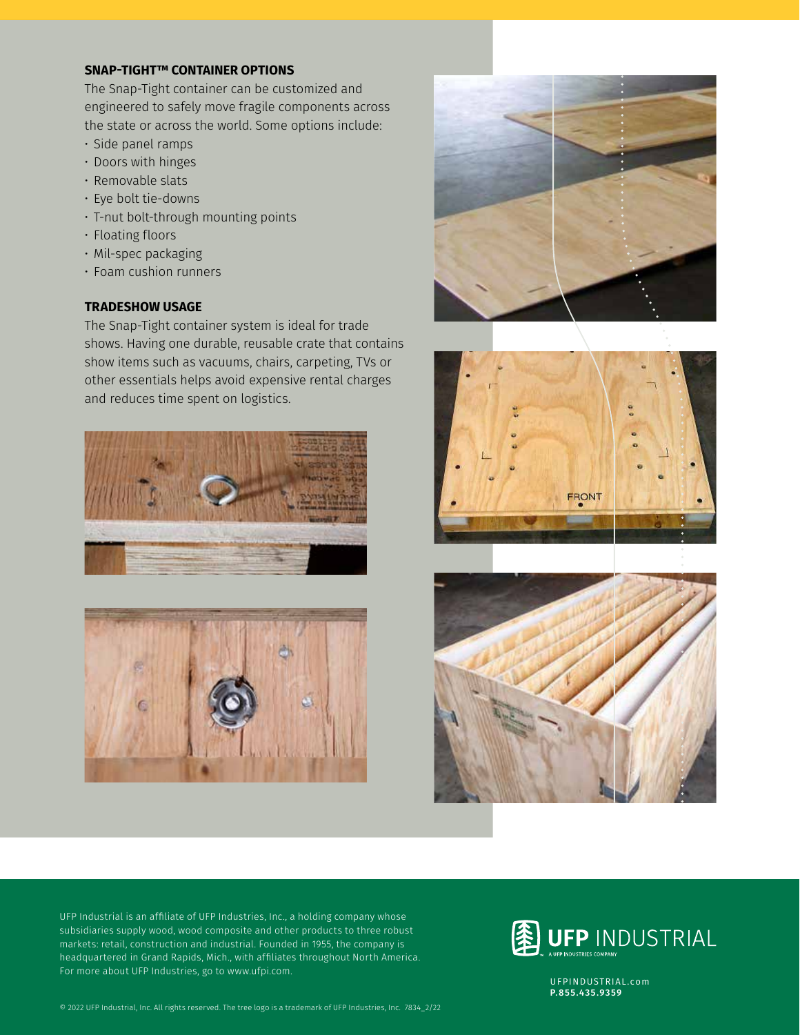## SNAP-TIGHT™ CONTAINER OPTIONS

The Snap-Tight container can be customized and engineered to safely move fragile components across the state or across the world. Some options include:

- Side panel ramps
- Doors with hinges
- Removable slats
- Eye bolt tie-downs
- T-nut bolt-through mounting points
- Floating floors
- Mil-spec packaging
- Foam cushion runners

## TRADESHOW USAGE

The Snap-Tight container system is ideal for trade shows. Having one durable, reusable crate that contains show items such as vacuums, chairs, carpeting, TVs or other essentials helps avoid expensive rental charges and reduces time spent on logistics.

UFP Industrial is an affiliate of UFP Industries, Inc., a holding company whose subsidiaries supply wood, wood composite and other products to three robust markets: retail, construction and industrial. Founded in 1955, the company is headquartered in Grand Rapids, Mich., with affiliates throughout North America. For more about UFP Industries, go to www.ufpi.com.

UFP INDUSTRIAL
A UFP INDUSTRIES COMPANY

UFPINDUSTRIAL.com
**P.855.435.9359**

© 2022 UFP Industrial, Inc. All rights reserved. The tree logo is a trademark of UFP Industries, Inc. 7834_2/22